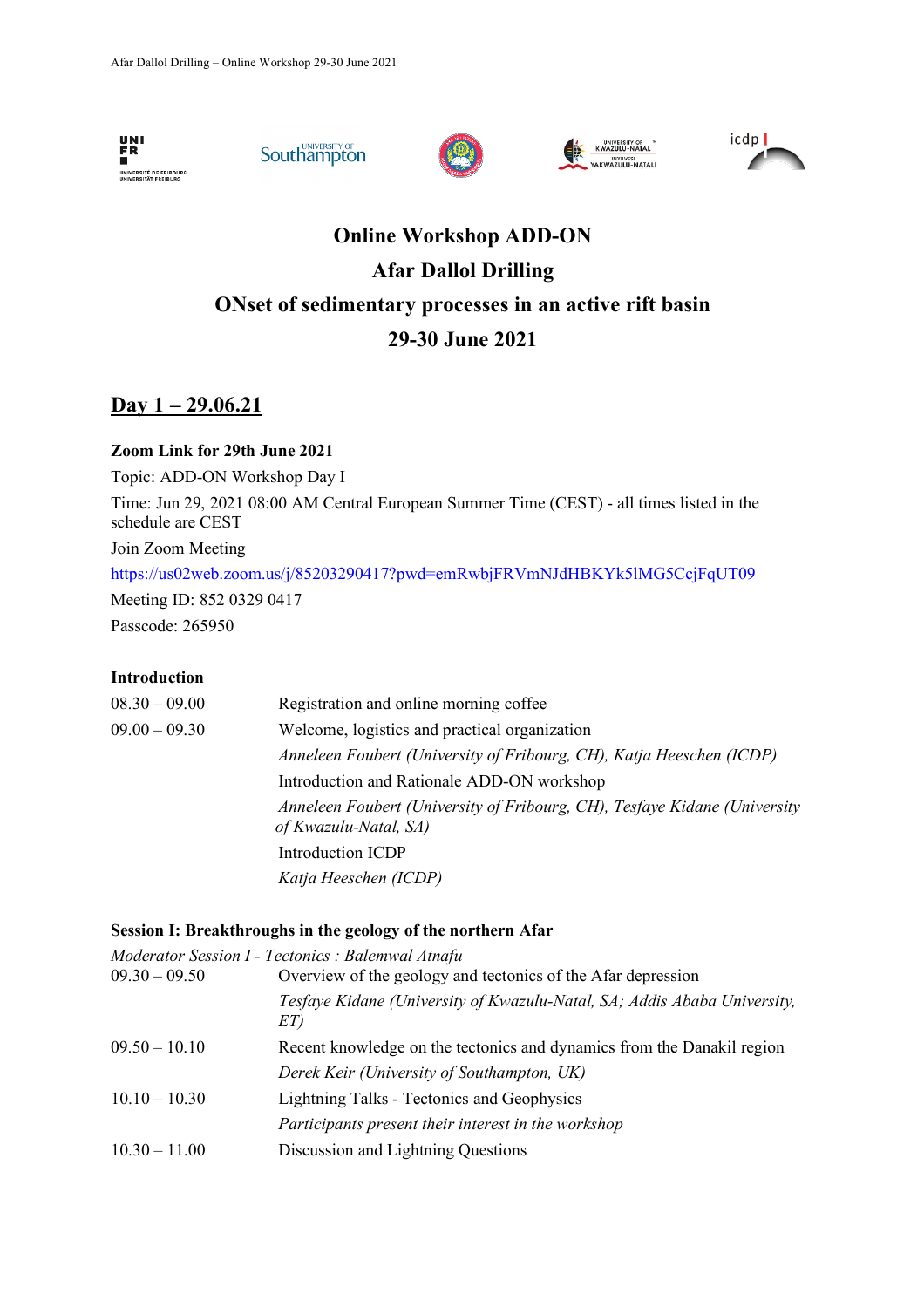# Online Workshop ADD-ON

# Afar Dallol Drilling

# ONset of sedimentary processes in an active rift basin

# 29-30 June 2021

## Day 1 – 29.06.21

**Zoom Link for 29th June 2021**

Topic: ADD-ON Workshop Day I

Time: Jun 29, 2021 08:00 AM Central European Summer Time (CEST) - all times listed in the schedule are CEST

Join Zoom Meeting

https://us02web.zoom.us/j/85203290417?pwd=emRwbjFRVmNJdHBKYk5lMG5CcjFqUT09

Meeting ID: 852 0329 0417

Passcode: 265950

### Introduction

| | |
|---|---|
| 08.30 – 09.00 | Registration and online morning coffee |
| 09.00 – 09.30 | Welcome, logistics and practical organization<br>*Anneleen Foubert (University of Fribourg, CH), Katja Heeschen (ICDP)*<br>Introduction and Rationale ADD-ON workshop<br>*Anneleen Foubert (University of Fribourg, CH), Tesfaye Kidane (University of Kwazulu-Natal, SA)*<br>Introduction ICDP<br>*Katja Heeschen (ICDP)* |

### Session I: Breakthroughs in the geology of the northern Afar

*Moderator Session I - Tectonics : Balemwal Atnafu*

| | |
|---|---|
| 09.30 – 09.50 | Overview of the geology and tectonics of the Afar depression<br>*Tesfaye Kidane (University of Kwazulu-Natal, SA; Addis Ababa University, ET)* |
| 09.50 – 10.10 | Recent knowledge on the tectonics and dynamics from the Danakil region<br>*Derek Keir (University of Southampton, UK)* |
| 10.10 – 10.30 | Lightning Talks - Tectonics and Geophysics<br>*Participants present their interest in the workshop* |
| 10.30 – 11.00 | Discussion and Lightning Questions |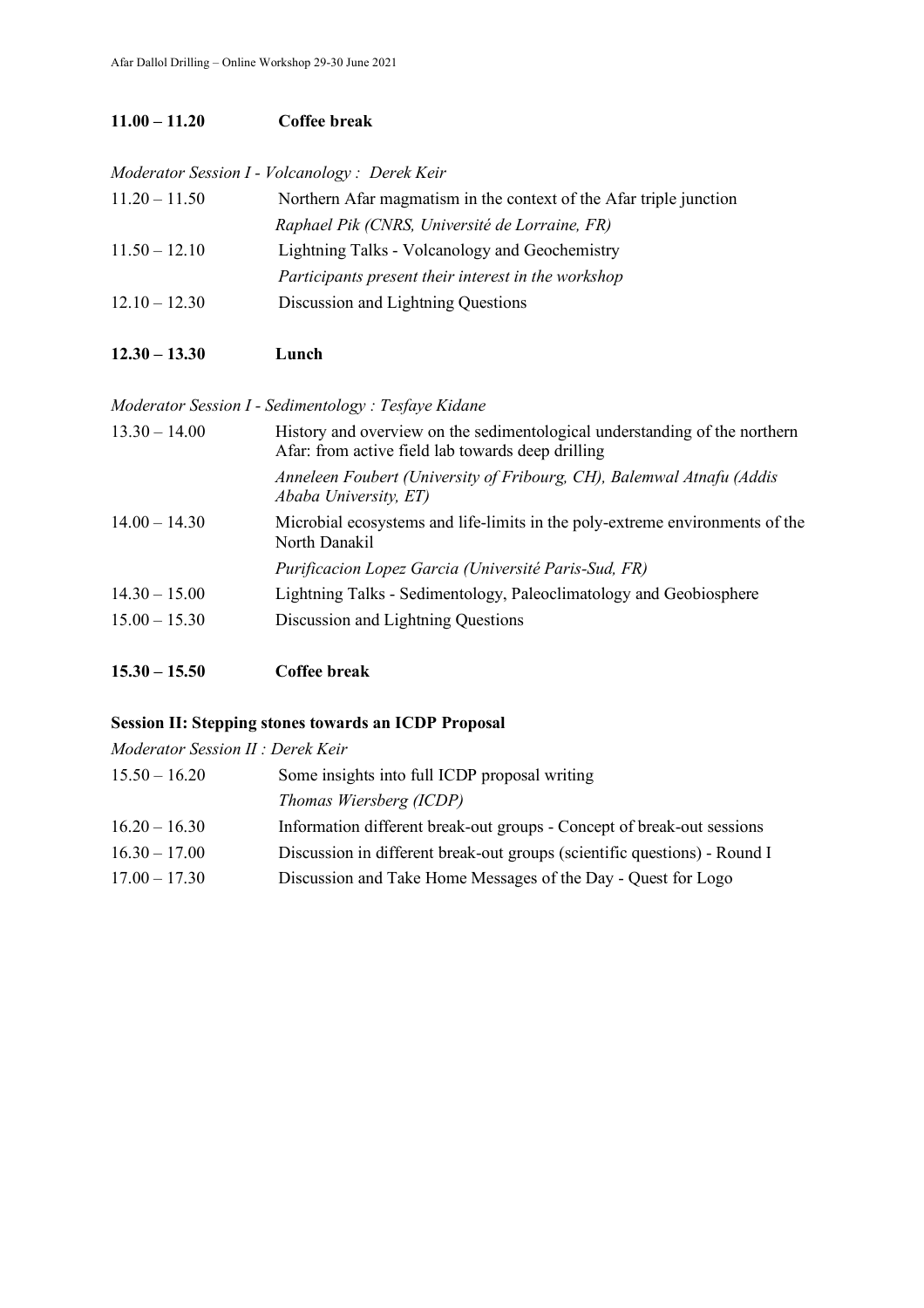**11.00 – 11.20 Coffee break**

*Moderator Session I - Volcanology : Derek Keir*

11.20 – 11.50 Northern Afar magmatism in the context of the Afar triple junction
*Raphael Pik (CNRS, Université de Lorraine, FR)*

11.50 – 12.10 Lightning Talks - Volcanology and Geochemistry
*Participants present their interest in the workshop*

12.10 – 12.30 Discussion and Lightning Questions

**12.30 – 13.30 Lunch**

*Moderator Session I - Sedimentology : Tesfaye Kidane*

13.30 – 14.00 History and overview on the sedimentological understanding of the northern Afar: from active field lab towards deep drilling
*Anneleen Foubert (University of Fribourg, CH), Balemwal Atnafu (Addis Ababa University, ET)*

14.00 – 14.30 Microbial ecosystems and life-limits in the poly-extreme environments of the North Danakil
*Purificacion Lopez Garcia (Université Paris-Sud, FR)*

14.30 – 15.00 Lightning Talks - Sedimentology, Paleoclimatology and Geobiosphere

15.00 – 15.30 Discussion and Lightning Questions

**15.30 – 15.50 Coffee break**

**Session II: Stepping stones towards an ICDP Proposal**

*Moderator Session II : Derek Keir*

15.50 – 16.20 Some insights into full ICDP proposal writing
*Thomas Wiersberg (ICDP)*

16.20 – 16.30 Information different break-out groups - Concept of break-out sessions

16.30 – 17.00 Discussion in different break-out groups (scientific questions) - Round I

17.00 – 17.30 Discussion and Take Home Messages of the Day - Quest for Logo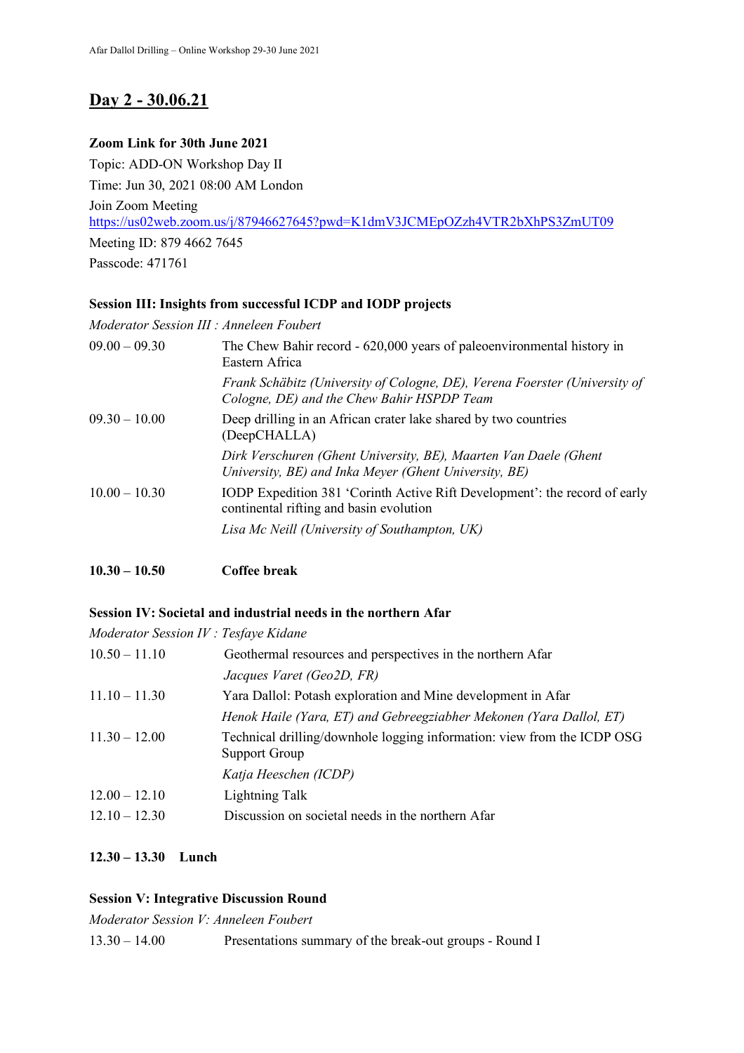## Day 2 - 30.06.21

**Zoom Link for 30th June 2021**

Topic: ADD-ON Workshop Day II

Time: Jun 30, 2021 08:00 AM London

Join Zoom Meeting

https://us02web.zoom.us/j/87946627645?pwd=K1dmV3JCMEpOZzh4VTR2bXhPS3ZmUT09

Meeting ID: 879 4662 7645

Passcode: 471761

**Session III: Insights from successful ICDP and IODP projects**

*Moderator Session III : Anneleen Foubert*

| | |
|---|---|
| 09.00 – 09.30 | The Chew Bahir record - 620,000 years of paleoenvironmental history in Eastern Africa<br>*Frank Schäbitz (University of Cologne, DE), Verena Foerster (University of Cologne, DE) and the Chew Bahir HSPDP Team* |
| 09.30 – 10.00 | Deep drilling in an African crater lake shared by two countries (DeepCHALLA)<br>*Dirk Verschuren (Ghent University, BE), Maarten Van Daele (Ghent University, BE) and Inka Meyer (Ghent University, BE)* |
| 10.00 – 10.30 | IODP Expedition 381 'Corinth Active Rift Development': the record of early continental rifting and basin evolution<br>*Lisa Mc Neill (University of Southampton, UK)* |

**10.30 – 10.50 Coffee break**

**Session IV: Societal and industrial needs in the northern Afar**

*Moderator Session IV : Tesfaye Kidane*

| | |
|---|---|
| 10.50 – 11.10 | Geothermal resources and perspectives in the northern Afar<br>*Jacques Varet (Geo2D, FR)* |
| 11.10 – 11.30 | Yara Dallol: Potash exploration and Mine development in Afar<br>*Henok Haile (Yara, ET) and Gebreegziabher Mekonen (Yara Dallol, ET)* |
| 11.30 – 12.00 | Technical drilling/downhole logging information: view from the ICDP OSG Support Group<br>*Katja Heeschen (ICDP)* |
| 12.00 – 12.10 | Lightning Talk |
| 12.10 – 12.30 | Discussion on societal needs in the northern Afar |

**12.30 – 13.30 Lunch**

**Session V: Integrative Discussion Round**

*Moderator Session V: Anneleen Foubert*

| | |
|---|---|
| 13.30 – 14.00 | Presentations summary of the break-out groups - Round I |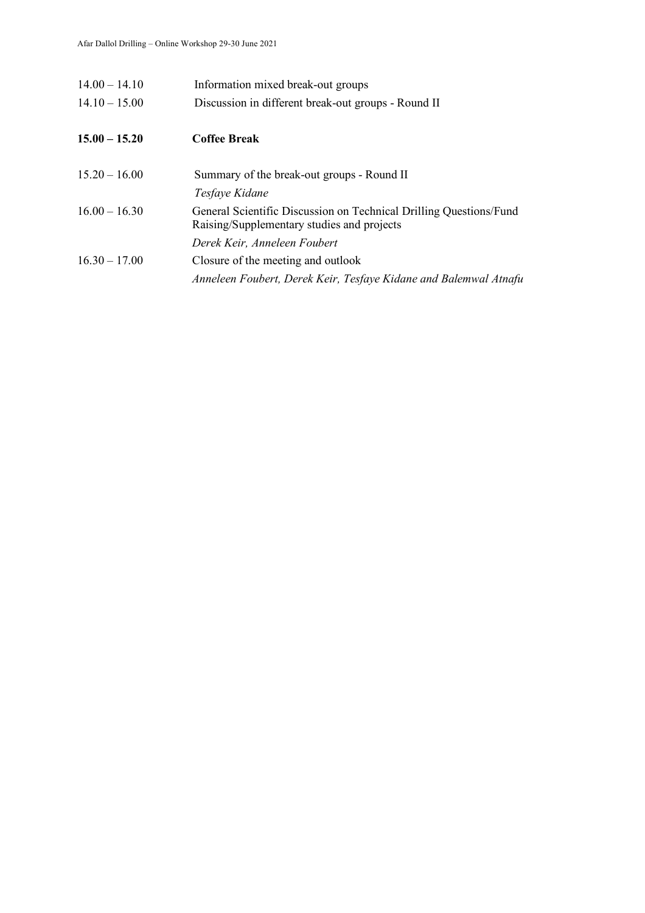| | |
|---|---|
| 14.00 – 14.10 | Information mixed break-out groups |
| 14.10 – 15.00 | Discussion in different break-out groups - Round II |
| **15.00 – 15.20** | **Coffee Break** |
| 15.20 – 16.00 | Summary of the break-out groups - Round II<br>*Tesfaye Kidane* |
| 16.00 – 16.30 | General Scientific Discussion on Technical Drilling Questions/Fund Raising/Supplementary studies and projects<br>*Derek Keir, Anneleen Foubert* |
| 16.30 – 17.00 | Closure of the meeting and outlook<br>*Anneleen Foubert, Derek Keir, Tesfaye Kidane and Balemwal Atnafu* |